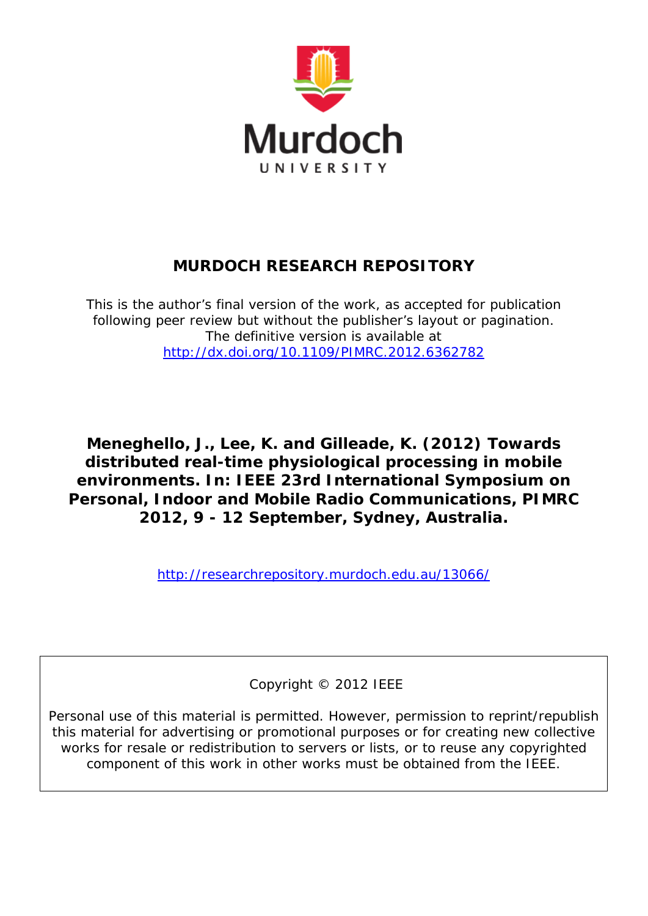Murdoch

UNIVERSITY

## MURDOCH RESEARCH REPOSITORY

This is the author's final version of the work, as accepted for publication following peer review but without the publisher's layout or pagination. The definitive version is available at http://dx.doi.org/10.1109/PIMRC.2012.6362782

**Meneghello, J., Lee, K. and Gilleade, K. (2012) Towards distributed real-time physiological processing in mobile environments. In: IEEE 23rd International Symposium on Personal, Indoor and Mobile Radio Communications, PIMRC 2012, 9 - 12 September, Sydney, Australia.**

http://researchrepository.murdoch.edu.au/13066/

Copyright © 2012 IEEE

Personal use of this material is permitted. However, permission to reprint/republish this material for advertising or promotional purposes or for creating new collective works for resale or redistribution to servers or lists, or to reuse any copyrighted component of this work in other works must be obtained from the IEEE.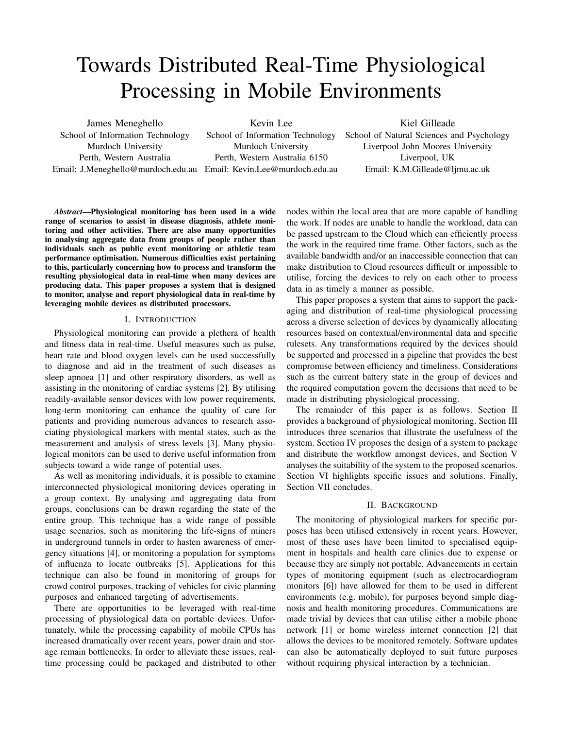# Towards Distributed Real-Time Physiological Processing in Mobile Environments

James Meneghello
School of Information Technology
Murdoch University
Perth, Western Australia
Email: J.Meneghello@murdoch.edu.au

Kevin Lee
School of Information Technology
Murdoch University
Perth, Western Australia 6150
Email: Kevin.Lee@murdoch.edu.au

Kiel Gilleade
School of Natural Sciences and Psychology
Liverpool John Moores University
Liverpool, UK
Email: K.M.Gilleade@ljmu.ac.uk

***Abstract*—Physiological monitoring has been used in a wide range of scenarios to assist in disease diagnosis, athlete monitoring and other activities. There are also many opportunities in analysing aggregate data from groups of people rather than individuals such as public event monitoring or athletic team performance optimisation. Numerous difficulties exist pertaining to this, particularly concerning how to process and transform the resulting physiological data in real-time when many devices are producing data. This paper proposes a system that is designed to monitor, analyse and report physiological data in real-time by leveraging mobile devices as distributed processors.**

## I. Introduction

Physiological monitoring can provide a plethera of health and fitness data in real-time. Useful measures such as pulse, heart rate and blood oxygen levels can be used successfully to diagnose and aid in the treatment of such diseases as sleep apnoea [1] and other respiratory disorders, as well as assisting in the monitoring of cardiac systems [2]. By utilising readily-available sensor devices with low power requirements, long-term monitoring can enhance the quality of care for patients and providing numerous advances to research associating physiological markers with mental states, such as the measurement and analysis of stress levels [3]. Many physiological monitors can be used to derive useful information from subjects toward a wide range of potential uses.

As well as monitoring individuals, it is possible to examine interconnected physiological monitoring devices operating in a group context. By analysing and aggregating data from groups, conclusions can be drawn regarding the state of the entire group. This technique has a wide range of possible usage scenarios, such as monitoring the life-signs of miners in underground tunnels in order to hasten awareness of emergency situations [4], or monitoring a population for symptoms of influenza to locate outbreaks [5]. Applications for this technique can also be found in monitoring of groups for crowd control purposes, tracking of vehicles for civic planning purposes and enhanced targeting of advertisements.

There are opportunities to be leveraged with real-time processing of physiological data on portable devices. Unfortunately, while the processing capability of mobile CPUs has increased dramatically over recent years, power drain and storage remain bottlenecks. In order to alleviate these issues, real-time processing could be packaged and distributed to other nodes within the local area that are more capable of handling the work. If nodes are unable to handle the workload, data can be passed upstream to the Cloud which can efficiently process the work in the required time frame. Other factors, such as the available bandwidth and/or an inaccessible connection that can make distribution to Cloud resources difficult or impossible to utilise, forcing the devices to rely on each other to process data in as timely a manner as possible.

This paper proposes a system that aims to support the packaging and distribution of real-time physiological processing across a diverse selection of devices by dynamically allocating resources based on contextual/environmental data and specific rulesets. Any transformations required by the devices should be supported and processed in a pipeline that provides the best compromise between efficiency and timeliness. Considerations such as the current battery state in the group of devices and the required computation govern the decisions that need to be made in distributing physiological processing.

The remainder of this paper is as follows. Section II provides a background of physiological monitoring. Section III introduces three scenarios that illustrate the usefulness of the system. Section IV proposes the design of a system to package and distribute the workflow amongst devices, and Section V analyses the suitability of the system to the proposed scenarios. Section VI highlights specific issues and solutions. Finally, Section VII concludes.

## II. Background

The monitoring of physiological markers for specific purposes has been utilised extensively in recent years. However, most of these uses have been limited to specialised equipment in hospitals and health care clinics due to expense or because they are simply not portable. Advancements in certain types of monitoring equipment (such as electrocardiogram monitors [6]) have allowed for them to be used in different environments (e.g. mobile), for purposes beyond simple diagnosis and health monitoring procedures. Communications are made trivial by devices that can utilise either a mobile phone network [1] or home wireless internet connection [2] that allows the devices to be monitored remotely. Software updates can also be automatically deployed to suit future purposes without requiring physical interaction by a technician.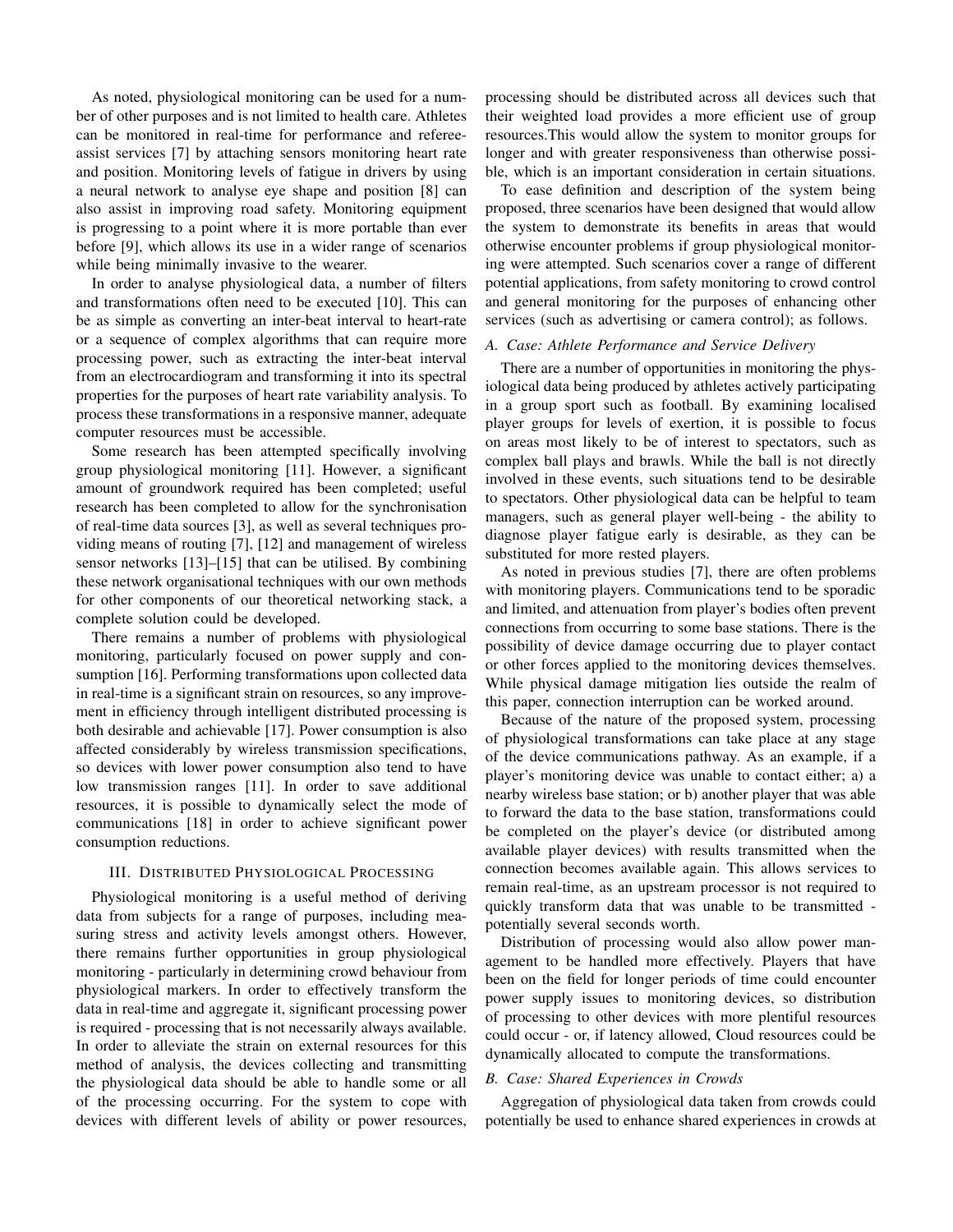As noted, physiological monitoring can be used for a number of other purposes and is not limited to health care. Athletes can be monitored in real-time for performance and referee-assist services [7] by attaching sensors monitoring heart rate and position. Monitoring levels of fatigue in drivers by using a neural network to analyse eye shape and position [8] can also assist in improving road safety. Monitoring equipment is progressing to a point where it is more portable than ever before [9], which allows its use in a wider range of scenarios while being minimally invasive to the wearer.

In order to analyse physiological data, a number of filters and transformations often need to be executed [10]. This can be as simple as converting an inter-beat interval to heart-rate or a sequence of complex algorithms that can require more processing power, such as extracting the inter-beat interval from an electrocardiogram and transforming it into its spectral properties for the purposes of heart rate variability analysis. To process these transformations in a responsive manner, adequate computer resources must be accessible.

Some research has been attempted specifically involving group physiological monitoring [11]. However, a significant amount of groundwork required has been completed; useful research has been completed to allow for the synchronisation of real-time data sources [3], as well as several techniques providing means of routing [7], [12] and management of wireless sensor networks [13]–[15] that can be utilised. By combining these network organisational techniques with our own methods for other components of our theoretical networking stack, a complete solution could be developed.

There remains a number of problems with physiological monitoring, particularly focused on power supply and consumption [16]. Performing transformations upon collected data in real-time is a significant strain on resources, so any improvement in efficiency through intelligent distributed processing is both desirable and achievable [17]. Power consumption is also affected considerably by wireless transmission specifications, so devices with lower power consumption also tend to have low transmission ranges [11]. In order to save additional resources, it is possible to dynamically select the mode of communications [18] in order to achieve significant power consumption reductions.

## III. Distributed Physiological Processing

Physiological monitoring is a useful method of deriving data from subjects for a range of purposes, including measuring stress and activity levels amongst others. However, there remains further opportunities in group physiological monitoring - particularly in determining crowd behaviour from physiological markers. In order to effectively transform the data in real-time and aggregate it, significant processing power is required - processing that is not necessarily always available. In order to alleviate the strain on external resources for this method of analysis, the devices collecting and transmitting the physiological data should be able to handle some or all of the processing occurring. For the system to cope with devices with different levels of ability or power resources, processing should be distributed across all devices such that their weighted load provides a more efficient use of group resources.This would allow the system to monitor groups for longer and with greater responsiveness than otherwise possible, which is an important consideration in certain situations.

To ease definition and description of the system being proposed, three scenarios have been designed that would allow the system to demonstrate its benefits in areas that would otherwise encounter problems if group physiological monitoring were attempted. Such scenarios cover a range of different potential applications, from safety monitoring to crowd control and general monitoring for the purposes of enhancing other services (such as advertising or camera control); as follows.

### *A. Case: Athlete Performance and Service Delivery*

There are a number of opportunities in monitoring the physiological data being produced by athletes actively participating in a group sport such as football. By examining localised player groups for levels of exertion, it is possible to focus on areas most likely to be of interest to spectators, such as complex ball plays and brawls. While the ball is not directly involved in these events, such situations tend to be desirable to spectators. Other physiological data can be helpful to team managers, such as general player well-being - the ability to diagnose player fatigue early is desirable, as they can be substituted for more rested players.

As noted in previous studies [7], there are often problems with monitoring players. Communications tend to be sporadic and limited, and attenuation from player's bodies often prevent connections from occurring to some base stations. There is the possibility of device damage occurring due to player contact or other forces applied to the monitoring devices themselves. While physical damage mitigation lies outside the realm of this paper, connection interruption can be worked around.

Because of the nature of the proposed system, processing of physiological transformations can take place at any stage of the device communications pathway. As an example, if a player's monitoring device was unable to contact either; a) a nearby wireless base station; or b) another player that was able to forward the data to the base station, transformations could be completed on the player's device (or distributed among available player devices) with results transmitted when the connection becomes available again. This allows services to remain real-time, as an upstream processor is not required to quickly transform data that was unable to be transmitted - potentially several seconds worth.

Distribution of processing would also allow power management to be handled more effectively. Players that have been on the field for longer periods of time could encounter power supply issues to monitoring devices, so distribution of processing to other devices with more plentiful resources could occur - or, if latency allowed, Cloud resources could be dynamically allocated to compute the transformations.

### *B. Case: Shared Experiences in Crowds*

Aggregation of physiological data taken from crowds could potentially be used to enhance shared experiences in crowds at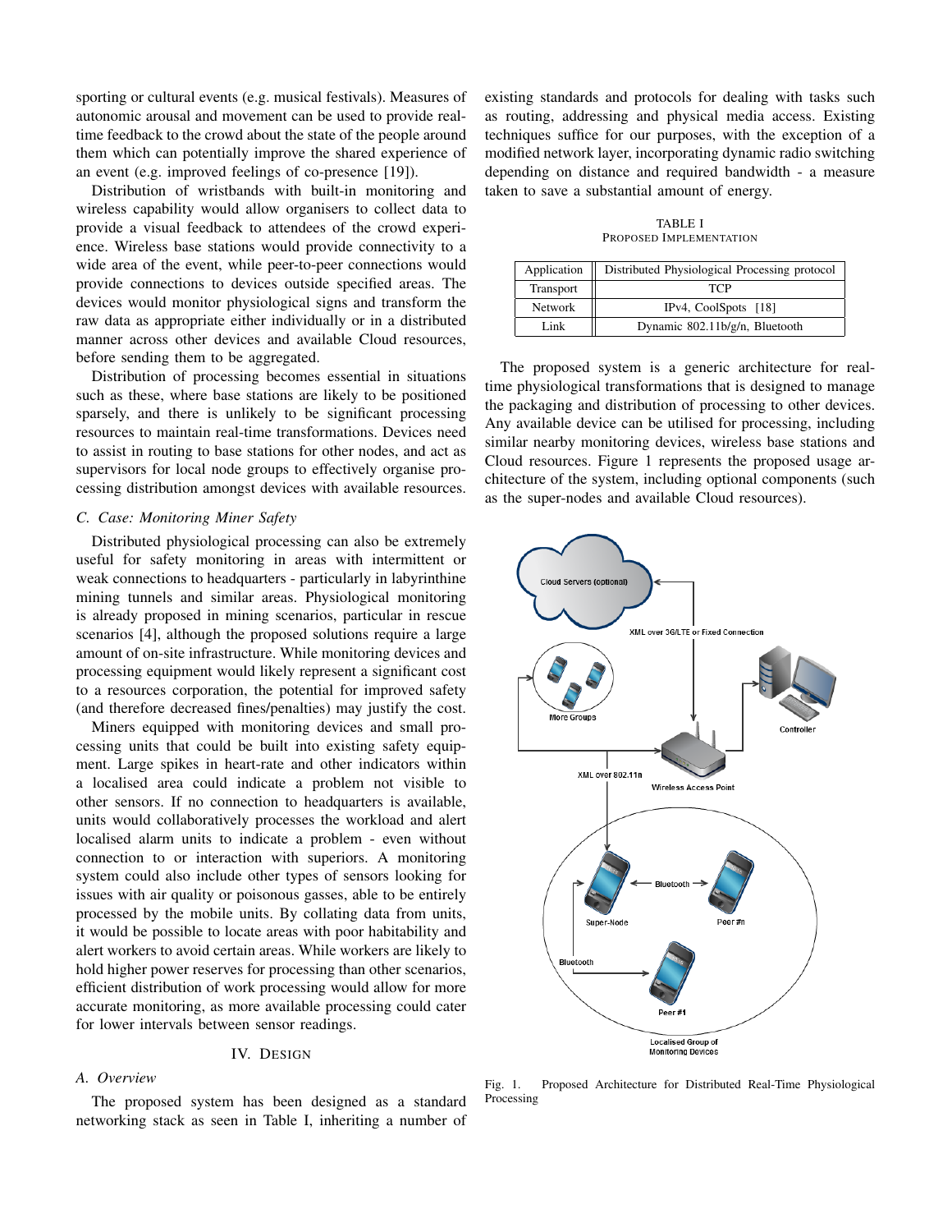sporting or cultural events (e.g. musical festivals). Measures of autonomic arousal and movement can be used to provide real-time feedback to the crowd about the state of the people around them which can potentially improve the shared experience of an event (e.g. improved feelings of co-presence [19]).

Distribution of wristbands with built-in monitoring and wireless capability would allow organisers to collect data to provide a visual feedback to attendees of the crowd experience. Wireless base stations would provide connectivity to a wide area of the event, while peer-to-peer connections would provide connections to devices outside specified areas. The devices would monitor physiological signs and transform the raw data as appropriate either individually or in a distributed manner across other devices and available Cloud resources, before sending them to be aggregated.

Distribution of processing becomes essential in situations such as these, where base stations are likely to be positioned sparsely, and there is unlikely to be significant processing resources to maintain real-time transformations. Devices need to assist in routing to base stations for other nodes, and act as supervisors for local node groups to effectively organise processing distribution amongst devices with available resources.

### C. Case: Monitoring Miner Safety

Distributed physiological processing can also be extremely useful for safety monitoring in areas with intermittent or weak connections to headquarters - particularly in labyrinthine mining tunnels and similar areas. Physiological monitoring is already proposed in mining scenarios, particular in rescue scenarios [4], although the proposed solutions require a large amount of on-site infrastructure. While monitoring devices and processing equipment would likely represent a significant cost to a resources corporation, the potential for improved safety (and therefore decreased fines/penalties) may justify the cost.

Miners equipped with monitoring devices and small processing units that could be built into existing safety equipment. Large spikes in heart-rate and other indicators within a localised area could indicate a problem not visible to other sensors. If no connection to headquarters is available, units would collaboratively processes the workload and alert localised alarm units to indicate a problem - even without connection to or interaction with superiors. A monitoring system could also include other types of sensors looking for issues with air quality or poisonous gasses, able to be entirely processed by the mobile units. By collating data from units, it would be possible to locate areas with poor habitability and alert workers to avoid certain areas. While workers are likely to hold higher power reserves for processing than other scenarios, efficient distribution of work processing would allow for more accurate monitoring, as more available processing could cater for lower intervals between sensor readings.

## IV. Design

### A. Overview

The proposed system has been designed as a standard networking stack as seen in Table I, inheriting a number of existing standards and protocols for dealing with tasks such as routing, addressing and physical media access. Existing techniques suffice for our purposes, with the exception of a modified network layer, incorporating dynamic radio switching depending on distance and required bandwidth - a measure taken to save a substantial amount of energy.

TABLE I
PROPOSED IMPLEMENTATION

| | |
|---|---|
| Application | Distributed Physiological Processing protocol |
| Transport | TCP |
| Network | IPv4, CoolSpots [18] |
| Link | Dynamic 802.11b/g/n, Bluetooth |

The proposed system is a generic architecture for real-time physiological transformations that is designed to manage the packaging and distribution of processing to other devices. Any available device can be utilised for processing, including similar nearby monitoring devices, wireless base stations and Cloud resources. Figure 1 represents the proposed usage architecture of the system, including optional components (such as the super-nodes and available Cloud resources).

Cloud Servers (optional)
XML over 3G/LTE or Fixed Connection
More Groups
Controller
Wireless Access Point
XML over 802.11n
Bluetooth
Super-Node
Peer #n
Bluetooth
Peer #1
Localised Group of Monitoring Devices

Fig. 1. Proposed Architecture for Distributed Real-Time Physiological Processing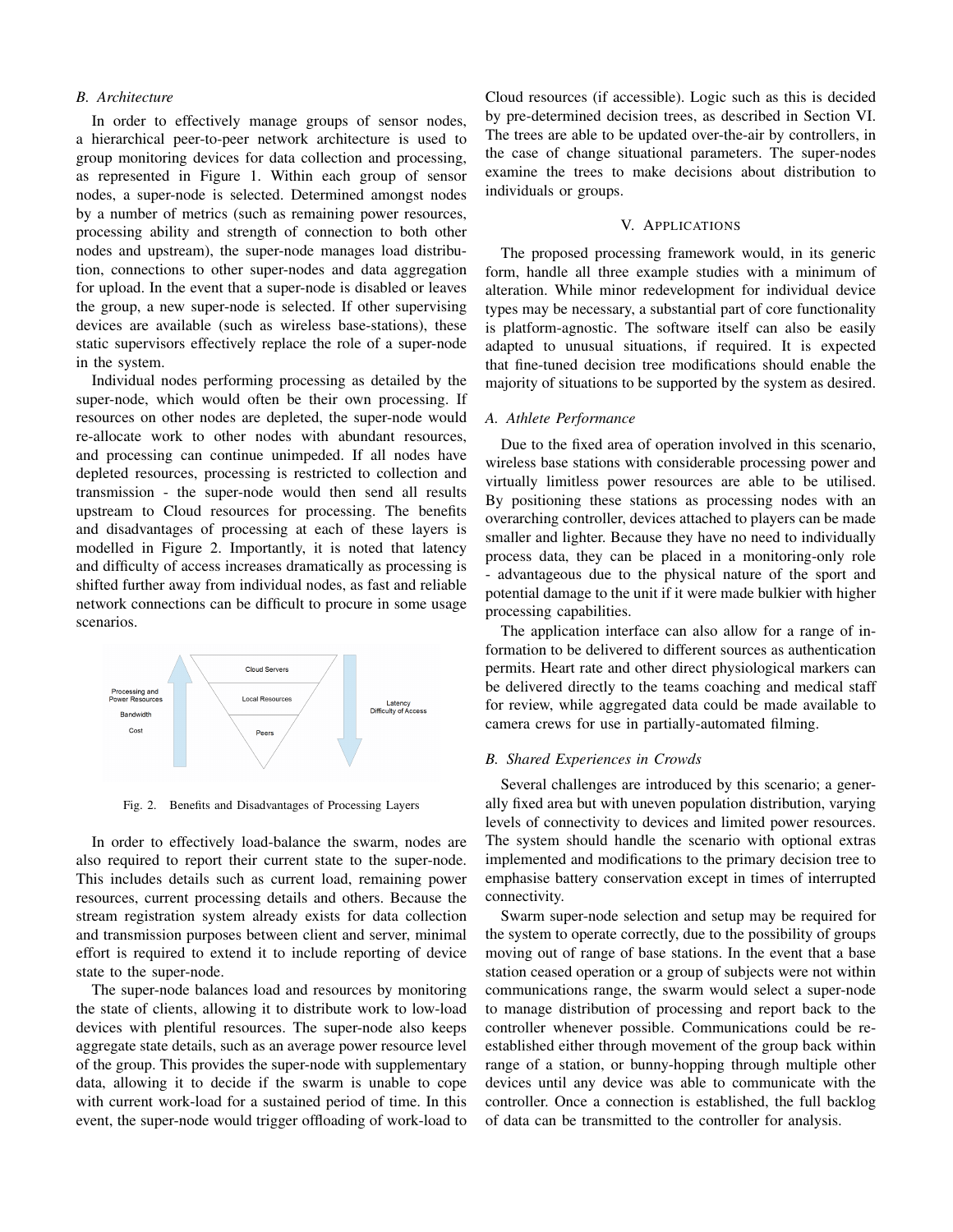### B. Architecture

In order to effectively manage groups of sensor nodes, a hierarchical peer-to-peer network architecture is used to group monitoring devices for data collection and processing, as represented in Figure 1. Within each group of sensor nodes, a super-node is selected. Determined amongst nodes by a number of metrics (such as remaining power resources, processing ability and strength of connection to both other nodes and upstream), the super-node manages load distribution, connections to other super-nodes and data aggregation for upload. In the event that a super-node is disabled or leaves the group, a new super-node is selected. If other supervising devices are available (such as wireless base-stations), these static supervisors effectively replace the role of a super-node in the system.

Individual nodes performing processing as detailed by the super-node, which would often be their own processing. If resources on other nodes are depleted, the super-node would re-allocate work to other nodes with abundant resources, and processing can continue unimpeded. If all nodes have depleted resources, processing is restricted to collection and transmission - the super-node would then send all results upstream to Cloud resources for processing. The benefits and disadvantages of processing at each of these layers is modelled in Figure 2. Importantly, it is noted that latency and difficulty of access increases dramatically as processing is shifted further away from individual nodes, as fast and reliable network connections can be difficult to procure in some usage scenarios.

Processing and Power Resources
Bandwidth
Cost
Cloud Servers
Local Resources
Peers
Latency
Difficulty of Access

Fig. 2. Benefits and Disadvantages of Processing Layers

In order to effectively load-balance the swarm, nodes are also required to report their current state to the super-node. This includes details such as current load, remaining power resources, current processing details and others. Because the stream registration system already exists for data collection and transmission purposes between client and server, minimal effort is required to extend it to include reporting of device state to the super-node.

The super-node balances load and resources by monitoring the state of clients, allowing it to distribute work to low-load devices with plentiful resources. The super-node also keeps aggregate state details, such as an average power resource level of the group. This provides the super-node with supplementary data, allowing it to decide if the swarm is unable to cope with current work-load for a sustained period of time. In this event, the super-node would trigger offloading of work-load to Cloud resources (if accessible). Logic such as this is decided by pre-determined decision trees, as described in Section VI. The trees are able to be updated over-the-air by controllers, in the case of change situational parameters. The super-nodes examine the trees to make decisions about distribution to individuals or groups.

## V. Applications

The proposed processing framework would, in its generic form, handle all three example studies with a minimum of alteration. While minor redevelopment for individual device types may be necessary, a substantial part of core functionality is platform-agnostic. The software itself can also be easily adapted to unusual situations, if required. It is expected that fine-tuned decision tree modifications should enable the majority of situations to be supported by the system as desired.

### A. Athlete Performance

Due to the fixed area of operation involved in this scenario, wireless base stations with considerable processing power and virtually limitless power resources are able to be utilised. By positioning these stations as processing nodes with an overarching controller, devices attached to players can be made smaller and lighter. Because they have no need to individually process data, they can be placed in a monitoring-only role - advantageous due to the physical nature of the sport and potential damage to the unit if it were made bulkier with higher processing capabilities.

The application interface can also allow for a range of information to be delivered to different sources as authentication permits. Heart rate and other direct physiological markers can be delivered directly to the teams coaching and medical staff for review, while aggregated data could be made available to camera crews for use in partially-automated filming.

### B. Shared Experiences in Crowds

Several challenges are introduced by this scenario; a generally fixed area but with uneven population distribution, varying levels of connectivity to devices and limited power resources. The system should handle the scenario with optional extras implemented and modifications to the primary decision tree to emphasise battery conservation except in times of interrupted connectivity.

Swarm super-node selection and setup may be required for the system to operate correctly, due to the possibility of groups moving out of range of base stations. In the event that a base station ceased operation or a group of subjects were not within communications range, the swarm would select a super-node to manage distribution of processing and report back to the controller whenever possible. Communications could be re-established either through movement of the group back within range of a station, or bunny-hopping through multiple other devices until any device was able to communicate with the controller. Once a connection is established, the full backlog of data can be transmitted to the controller for analysis.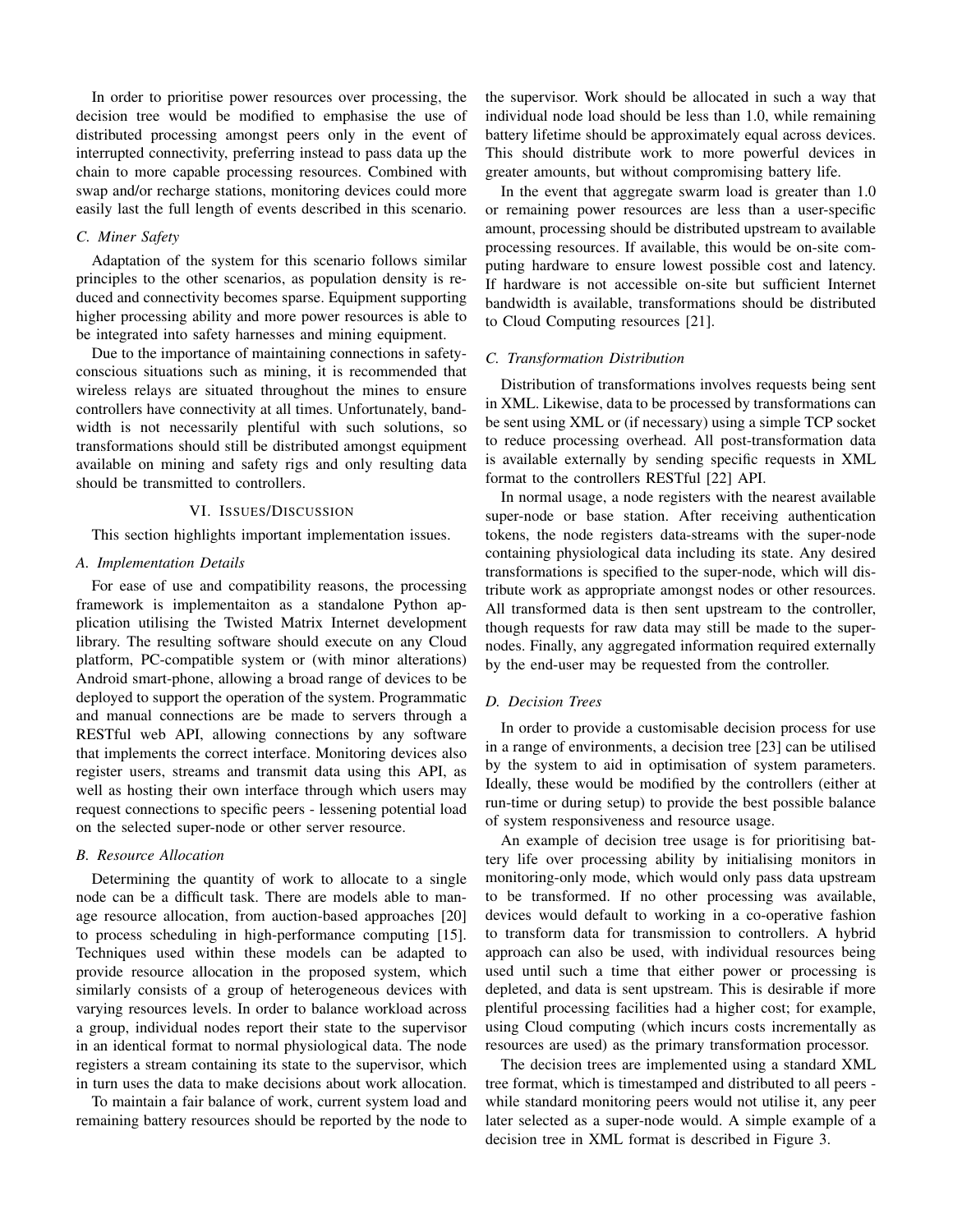In order to prioritise power resources over processing, the decision tree would be modified to emphasise the use of distributed processing amongst peers only in the event of interrupted connectivity, preferring instead to pass data up the chain to more capable processing resources. Combined with swap and/or recharge stations, monitoring devices could more easily last the full length of events described in this scenario.

### C. Miner Safety

Adaptation of the system for this scenario follows similar principles to the other scenarios, as population density is reduced and connectivity becomes sparse. Equipment supporting higher processing ability and more power resources is able to be integrated into safety harnesses and mining equipment.

Due to the importance of maintaining connections in safety-conscious situations such as mining, it is recommended that wireless relays are situated throughout the mines to ensure controllers have connectivity at all times. Unfortunately, bandwidth is not necessarily plentiful with such solutions, so transformations should still be distributed amongst equipment available on mining and safety rigs and only resulting data should be transmitted to controllers.

## VI. Issues/Discussion

This section highlights important implementation issues.

### A. Implementation Details

For ease of use and compatibility reasons, the processing framework is implementaiton as a standalone Python application utilising the Twisted Matrix Internet development library. The resulting software should execute on any Cloud platform, PC-compatible system or (with minor alterations) Android smart-phone, allowing a broad range of devices to be deployed to support the operation of the system. Programmatic and manual connections are be made to servers through a RESTful web API, allowing connections by any software that implements the correct interface. Monitoring devices also register users, streams and transmit data using this API, as well as hosting their own interface through which users may request connections to specific peers - lessening potential load on the selected super-node or other server resource.

### B. Resource Allocation

Determining the quantity of work to allocate to a single node can be a difficult task. There are models able to manage resource allocation, from auction-based approaches [20] to process scheduling in high-performance computing [15]. Techniques used within these models can be adapted to provide resource allocation in the proposed system, which similarly consists of a group of heterogeneous devices with varying resources levels. In order to balance workload across a group, individual nodes report their state to the supervisor in an identical format to normal physiological data. The node registers a stream containing its state to the supervisor, which in turn uses the data to make decisions about work allocation.

To maintain a fair balance of work, current system load and remaining battery resources should be reported by the node to the supervisor. Work should be allocated in such a way that individual node load should be less than 1.0, while remaining battery lifetime should be approximately equal across devices. This should distribute work to more powerful devices in greater amounts, but without compromising battery life.

In the event that aggregate swarm load is greater than 1.0 or remaining power resources are less than a user-specific amount, processing should be distributed upstream to available processing resources. If available, this would be on-site computing hardware to ensure lowest possible cost and latency. If hardware is not accessible on-site but sufficient Internet bandwidth is available, transformations should be distributed to Cloud Computing resources [21].

### C. Transformation Distribution

Distribution of transformations involves requests being sent in XML. Likewise, data to be processed by transformations can be sent using XML or (if necessary) using a simple TCP socket to reduce processing overhead. All post-transformation data is available externally by sending specific requests in XML format to the controllers RESTful [22] API.

In normal usage, a node registers with the nearest available super-node or base station. After receiving authentication tokens, the node registers data-streams with the super-node containing physiological data including its state. Any desired transformations is specified to the super-node, which will distribute work as appropriate amongst nodes or other resources. All transformed data is then sent upstream to the controller, though requests for raw data may still be made to the super-nodes. Finally, any aggregated information required externally by the end-user may be requested from the controller.

### D. Decision Trees

In order to provide a customisable decision process for use in a range of environments, a decision tree [23] can be utilised by the system to aid in optimisation of system parameters. Ideally, these would be modified by the controllers (either at run-time or during setup) to provide the best possible balance of system responsiveness and resource usage.

An example of decision tree usage is for prioritising battery life over processing ability by initialising monitors in monitoring-only mode, which would only pass data upstream to be transformed. If no other processing was available, devices would default to working in a co-operative fashion to transform data for transmission to controllers. A hybrid approach can also be used, with individual resources being used until such a time that either power or processing is depleted, and data is sent upstream. This is desirable if more plentiful processing facilities had a higher cost; for example, using Cloud computing (which incurs costs incrementally as resources are used) as the primary transformation processor.

The decision trees are implemented using a standard XML tree format, which is timestamped and distributed to all peers - while standard monitoring peers would not utilise it, any peer later selected as a super-node would. A simple example of a decision tree in XML format is described in Figure 3.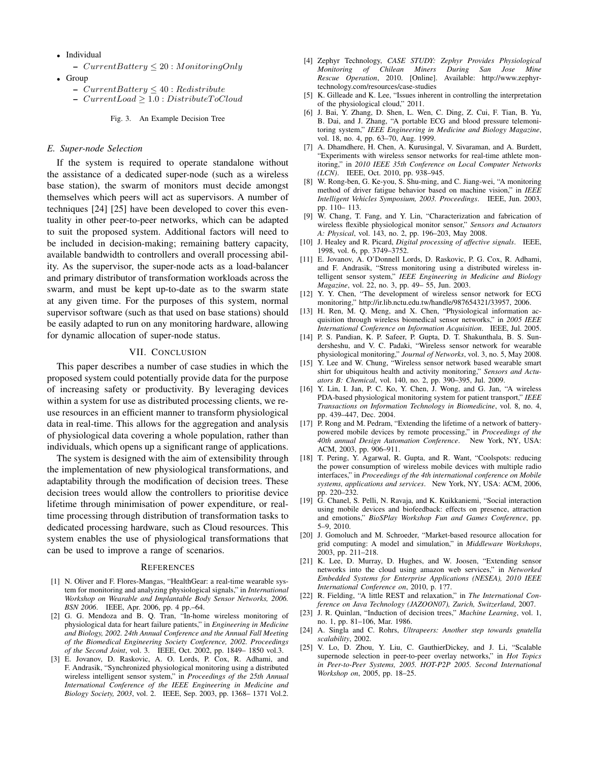- Individual
  - $CurrentBattery \leq 20 : MonitoringOnly$
- Group
  - $CurrentBattery \leq 40 : Redistribute$
  - $CurrentLoad \geq 1.0 : DistributeToCloud$

Fig. 3. An Example Decision Tree

### E. Super-node Selection

If the system is required to operate standalone without the assistance of a dedicated super-node (such as a wireless base station), the swarm of monitors must decide amongst themselves which peers will act as supervisors. A number of techniques [24] [25] have been developed to cover this eventuality in other peer-to-peer networks, which can be adapted to suit the proposed system. Additional factors will need to be included in decision-making; remaining battery capacity, available bandwidth to controllers and overall processing ability. As the supervisor, the super-node acts as a load-balancer and primary distributor of transformation workloads across the swarm, and must be kept up-to-date as to the swarm state at any given time. For the purposes of this system, normal supervisor software (such as that used on base stations) should be easily adapted to run on any monitoring hardware, allowing for dynamic allocation of super-node status.

## VII. Conclusion

This paper describes a number of case studies in which the proposed system could potentially provide data for the purpose of increasing safety or productivity. By leveraging devices within a system for use as distributed processing clients, we re-use resources in an efficient manner to transform physiological data in real-time. This allows for the aggregation and analysis of physiological data covering a whole population, rather than individuals, which opens up a significant range of applications.

The system is designed with the aim of extensibility through the implementation of new physiological transformations, and adaptability through the modification of decision trees. These decision trees would allow the controllers to prioritise device lifetime through minimisation of power expenditure, or real-time processing through distribution of transformation tasks to dedicated processing hardware, such as Cloud resources. This system enables the use of physiological transformations that can be used to improve a range of scenarios.

## References

[1] N. Oliver and F. Flores-Mangas, "HealthGear: a real-time wearable system for monitoring and analyzing physiological signals," in *International Workshop on Wearable and Implantable Body Sensor Networks, 2006. BSN 2006*. IEEE, Apr. 2006, pp. 4 pp.–64.

[2] G. G. Mendoza and B. Q. Tran, "In-home wireless monitoring of physiological data for heart failure patients," in *Engineering in Medicine and Biology, 2002. 24th Annual Conference and the Annual Fall Meeting of the Biomedical Engineering Society Conference, 2002. Proceedings of the Second Joint*, vol. 3. IEEE, Oct. 2002, pp. 1849– 1850 vol.3.

[3] E. Jovanov, D. Raskovic, A. O. Lords, P. Cox, R. Adhami, and F. Andrasik, "Synchronized physiological monitoring using a distributed wireless intelligent sensor system," in *Proceedings of the 25th Annual International Conference of the IEEE Engineering in Medicine and Biology Society, 2003*, vol. 2. IEEE, Sep. 2003, pp. 1368– 1371 Vol.2.

[4] Zephyr Technology, *CASE STUDY: Zephyr Provides Physiological Monitoring of Chilean Miners During San Jose Mine Rescue Operation*, 2010. [Online]. Available: http://www.zephyr-technology.com/resources/case-studies

[5] K. Gilleade and K. Lee, "Issues inherent in controlling the interpretation of the physiological cloud," 2011.

[6] J. Bai, Y. Zhang, D. Shen, L. Wen, C. Ding, Z. Cui, F. Tian, B. Yu, B. Dai, and J. Zhang, "A portable ECG and blood pressure telemonitoring system," *IEEE Engineering in Medicine and Biology Magazine*, vol. 18, no. 4, pp. 63–70, Aug. 1999.

[7] A. Dhamdhere, H. Chen, A. Kurusingal, V. Sivaraman, and A. Burdett, "Experiments with wireless sensor networks for real-time athlete monitoring," in *2010 IEEE 35th Conference on Local Computer Networks (LCN)*. IEEE, Oct. 2010, pp. 938–945.

[8] W. Rong-ben, G. Ke-you, S. Shu-ming, and C. Jiang-wei, "A monitoring method of driver fatigue behavior based on machine vision," in *IEEE Intelligent Vehicles Symposium, 2003. Proceedings*. IEEE, Jun. 2003, pp. 110– 113.

[9] W. Chang, T. Fang, and Y. Lin, "Characterization and fabrication of wireless flexible physiological monitor sensor," *Sensors and Actuators A: Physical*, vol. 143, no. 2, pp. 196–203, May 2008.

[10] J. Healey and R. Picard, *Digital processing of affective signals*. IEEE, 1998, vol. 6, pp. 3749–3752.

[11] E. Jovanov, A. O'Donnell Lords, D. Raskovic, P. G. Cox, R. Adhami, and F. Andrasik, "Stress monitoring using a distributed wireless intelligent sensor system," *IEEE Engineering in Medicine and Biology Magazine*, vol. 22, no. 3, pp. 49– 55, Jun. 2003.

[12] Y. Y. Chen, "The development of wireless sensor network for ECG monitoring," http://ir.lib.nctu.edu.tw/handle/987654321/33957, 2006.

[13] H. Ren, M. Q. Meng, and X. Chen, "Physiological information acquisition through wireless biomedical sensor networks," in *2005 IEEE International Conference on Information Acquisition*. IEEE, Jul. 2005.

[14] P. S. Pandian, K. P. Safeer, P. Gupta, D. T. Shakunthala, B. S. Sundersheshu, and V. C. Padaki, "Wireless sensor network for wearable physiological monitoring," *Journal of Networks*, vol. 3, no. 5, May 2008.

[15] Y. Lee and W. Chung, "Wireless sensor network based wearable smart shirt for ubiquitous health and activity monitoring," *Sensors and Actuators B: Chemical*, vol. 140, no. 2, pp. 390–395, Jul. 2009.

[16] Y. Lin, I. Jan, P. C. Ko, Y. Chen, J. Wong, and G. Jan, "A wireless PDA-based physiological monitoring system for patient transport," *IEEE Transactions on Information Technology in Biomedicine*, vol. 8, no. 4, pp. 439–447, Dec. 2004.

[17] P. Rong and M. Pedram, "Extending the lifetime of a network of battery-powered mobile devices by remote processing," in *Proceedings of the 40th annual Design Automation Conference*. New York, NY, USA: ACM, 2003, pp. 906–911.

[18] T. Pering, Y. Agarwal, R. Gupta, and R. Want, "Coolspots: reducing the power consumption of wireless mobile devices with multiple radio interfaces," in *Proceedings of the 4th international conference on Mobile systems, applications and services*. New York, NY, USA: ACM, 2006, pp. 220–232.

[19] G. Chanel, S. Pelli, N. Ravaja, and K. Kuikkaniemi, "Social interaction using mobile devices and biofeedback: effects on presence, attraction and emotions," *BioSPlay Workshop Fun and Games Conference*, pp. 5–9, 2010.

[20] J. Gomoluch and M. Schroeder, "Market-based resource allocation for grid computing: A model and simulation," in *Middleware Workshops*, 2003, pp. 211–218.

[21] K. Lee, D. Murray, D. Hughes, and W. Joosen, "Extending sensor networks into the cloud using amazon web services," in *Networked Embedded Systems for Enterprise Applications (NESEA), 2010 IEEE International Conference on*, 2010, p. 1?7.

[22] R. Fielding, "A little REST and relaxation," in *The International Conference on Java Technology (JAZOON07), Zurich, Switzerland*, 2007.

[23] J. R. Quinlan, "Induction of decision trees," *Machine Learning*, vol. 1, no. 1, pp. 81–106, Mar. 1986.

[24] A. Singla and C. Rohrs, *Ultrapeers: Another step towards gnutella scalability*, 2002.

[25] V. Lo, D. Zhou, Y. Liu, C. GauthierDickey, and J. Li, "Scalable supernode selection in peer-to-peer overlay networks," in *Hot Topics in Peer-to-Peer Systems, 2005. HOT-P2P 2005. Second International Workshop on*, 2005, pp. 18–25.